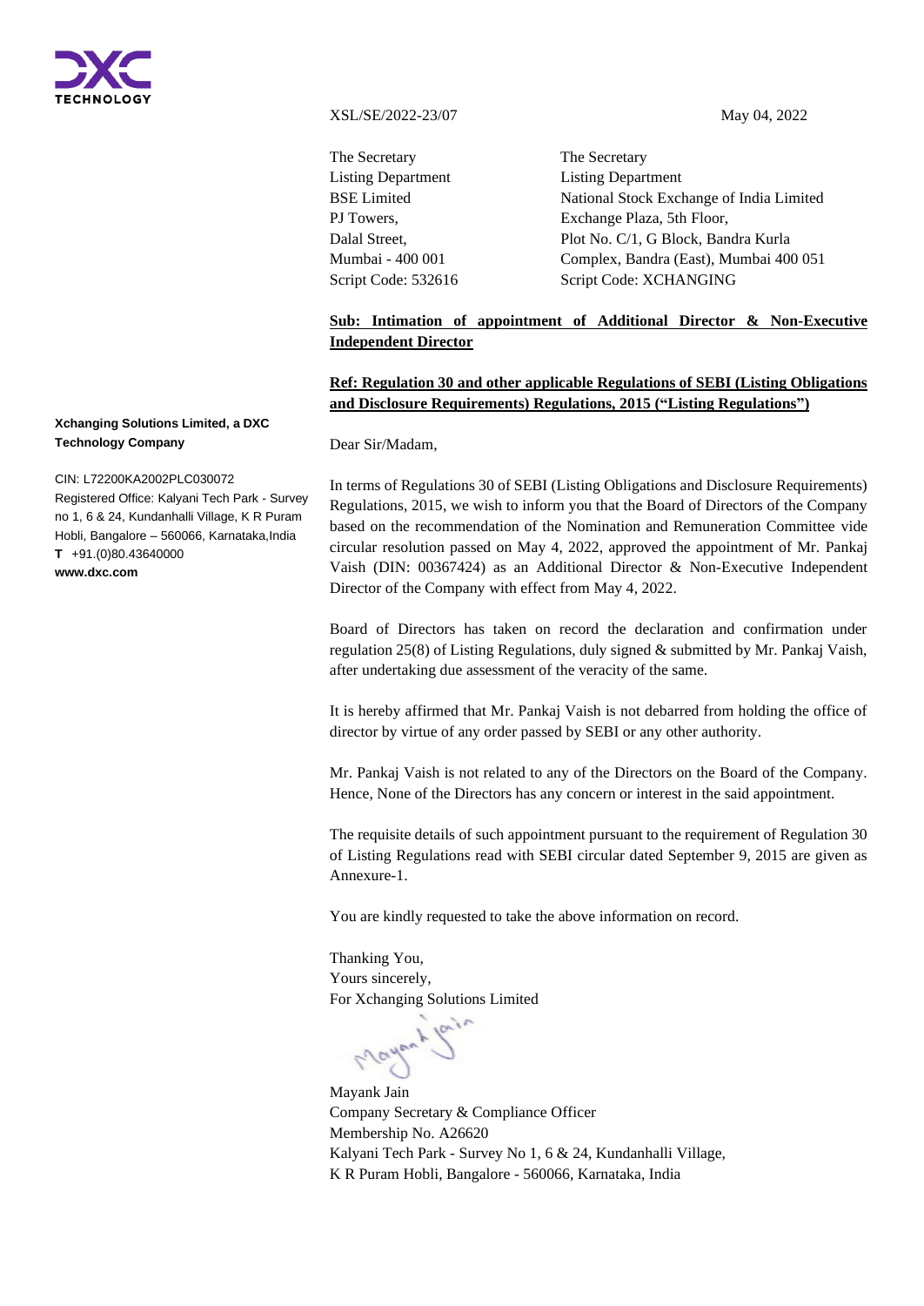DXC TECHNOLOGY

**Xchanging Solutions Limited, a DXC Technology Company**

CIN: L72200KA2002PLC030072
Registered Office: Kalyani Tech Park - Survey no 1, 6 & 24, Kundanhalli Village, K R Puram Hobli, Bangalore – 560066, Karnataka,India
**T** +91.(0)80.43640000
**www.dxc.com**

XSL/SE/2022-23/07

May 04, 2022

The Secretary
Listing Department
BSE Limited
PJ Towers,
Dalal Street,
Mumbai - 400 001
Script Code: 532616

The Secretary
Listing Department
National Stock Exchange of India Limited
Exchange Plaza, 5th Floor,
Plot No. C/1, G Block, Bandra Kurla
Complex, Bandra (East), Mumbai 400 051
Script Code: XCHANGING

**Sub: Intimation of appointment of Additional Director & Non-Executive Independent Director**

**Ref: Regulation 30 and other applicable Regulations of SEBI (Listing Obligations and Disclosure Requirements) Regulations, 2015 ("Listing Regulations")**

Dear Sir/Madam,

In terms of Regulations 30 of SEBI (Listing Obligations and Disclosure Requirements) Regulations, 2015, we wish to inform you that the Board of Directors of the Company based on the recommendation of the Nomination and Remuneration Committee vide circular resolution passed on May 4, 2022, approved the appointment of Mr. Pankaj Vaish (DIN: 00367424) as an Additional Director & Non-Executive Independent Director of the Company with effect from May 4, 2022.

Board of Directors has taken on record the declaration and confirmation under regulation 25(8) of Listing Regulations, duly signed & submitted by Mr. Pankaj Vaish, after undertaking due assessment of the veracity of the same.

It is hereby affirmed that Mr. Pankaj Vaish is not debarred from holding the office of director by virtue of any order passed by SEBI or any other authority.

Mr. Pankaj Vaish is not related to any of the Directors on the Board of the Company. Hence, None of the Directors has any concern or interest in the said appointment.

The requisite details of such appointment pursuant to the requirement of Regulation 30 of Listing Regulations read with SEBI circular dated September 9, 2015 are given as Annexure-1.

You are kindly requested to take the above information on record.

Thanking You,
Yours sincerely,
For Xchanging Solutions Limited

Mayank Jain
Company Secretary & Compliance Officer
Membership No. A26620
Kalyani Tech Park - Survey No 1, 6 & 24, Kundanhalli Village,
K R Puram Hobli, Bangalore - 560066, Karnataka, India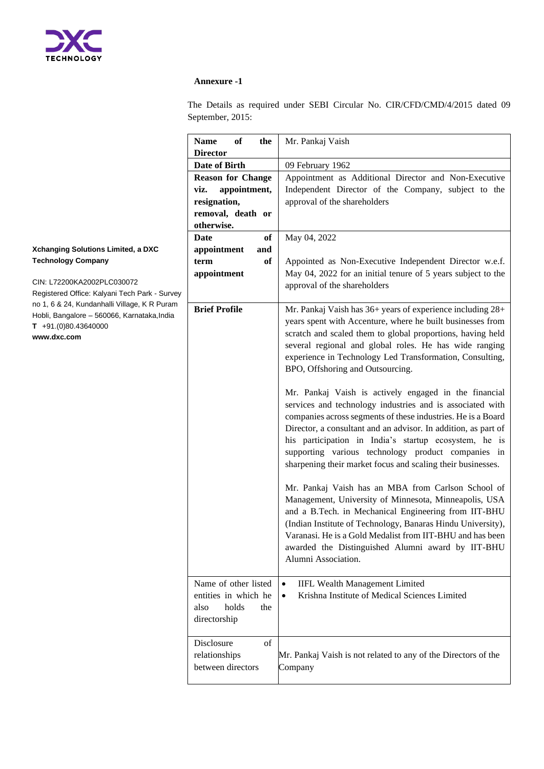Xchanging Solutions Limited, a DXC Technology Company

CIN: L72200KA2002PLC030072
Registered Office: Kalyani Tech Park - Survey no 1, 6 & 24, Kundanhalli Village, K R Puram Hobli, Bangalore – 560066, Karnataka,India
T +91.(0)80.43640000
www.dxc.com

**Annexure -1**

The Details as required under SEBI Circular No. CIR/CFD/CMD/4/2015 dated 09 September, 2015:

| **Name of the Director** | Mr. Pankaj Vaish |
|---|---|
| **Date of Birth** | 09 February 1962 |
| **Reason for Change viz. appointment, resignation, removal, death or otherwise.** | Appointment as Additional Director and Non-Executive Independent Director of the Company, subject to the approval of the shareholders |
| **Date of appointment and term of appointment** | May 04, 2022<br><br>Appointed as Non-Executive Independent Director w.e.f. May 04, 2022 for an initial tenure of 5 years subject to the approval of the shareholders |
| **Brief Profile** | Mr. Pankaj Vaish has 36+ years of experience including 28+ years spent with Accenture, where he built businesses from scratch and scaled them to global proportions, having held several regional and global roles. He has wide ranging experience in Technology Led Transformation, Consulting, BPO, Offshoring and Outsourcing.<br><br>Mr. Pankaj Vaish is actively engaged in the financial services and technology industries and is associated with companies across segments of these industries. He is a Board Director, a consultant and an advisor. In addition, as part of his participation in India's startup ecosystem, he is supporting various technology product companies in sharpening their market focus and scaling their businesses.<br><br>Mr. Pankaj Vaish has an MBA from Carlson School of Management, University of Minnesota, Minneapolis, USA and a B.Tech. in Mechanical Engineering from IIT-BHU (Indian Institute of Technology, Banaras Hindu University), Varanasi. He is a Gold Medalist from IIT-BHU and has been awarded the Distinguished Alumni award by IIT-BHU Alumni Association. |
| Name of other listed entities in which he also holds the directorship | • IIFL Wealth Management Limited<br>• Krishna Institute of Medical Sciences Limited |
| Disclosure of relationships between directors | Mr. Pankaj Vaish is not related to any of the Directors of the Company |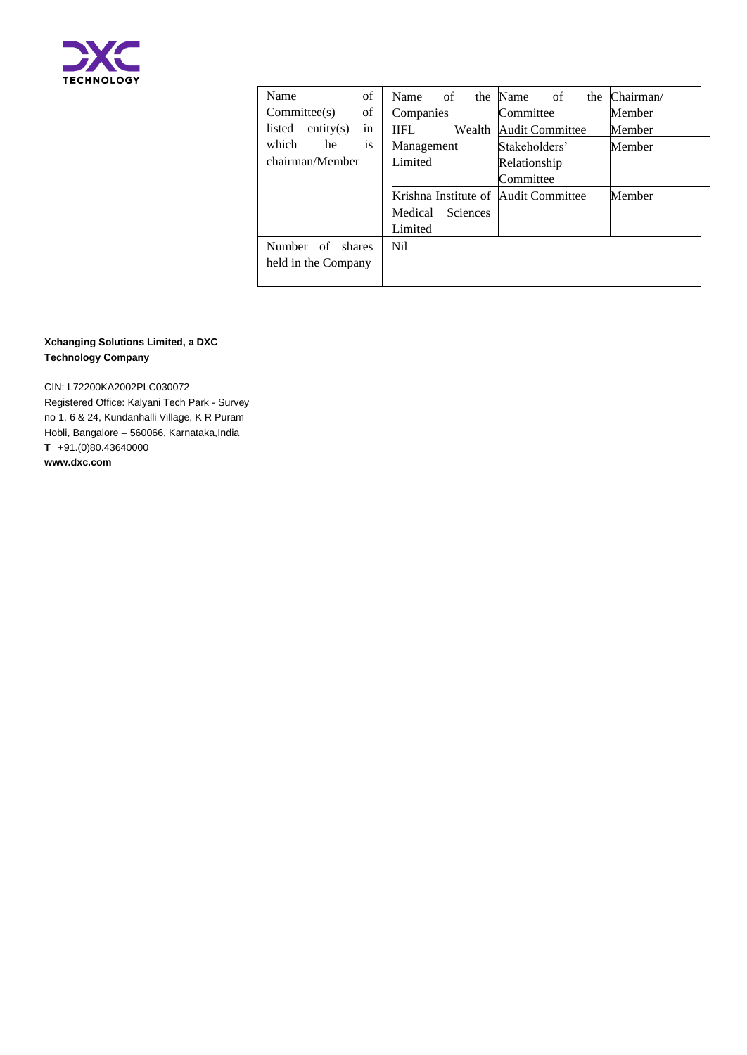| | | | |
|---|---|---|---|
| Name of Committee(s) of listed entity(s) in which he is chairman/Member | Name of the Companies | Name of the Committee | Chairman/ Member |
| | IIFL Wealth Management Limited | Audit Committee | Member |
| | | Stakeholders' Relationship Committee | Member |
| | Krishna Institute of Medical Sciences Limited | Audit Committee | Member |
| Number of shares held in the Company | Nil | | |

**Xchanging Solutions Limited, a DXC Technology Company**

CIN: L72200KA2002PLC030072
Registered Office: Kalyani Tech Park - Survey no 1, 6 & 24, Kundanhalli Village, K R Puram Hobli, Bangalore – 560066, Karnataka,India
**T** +91.(0)80.43640000
**www.dxc.com**